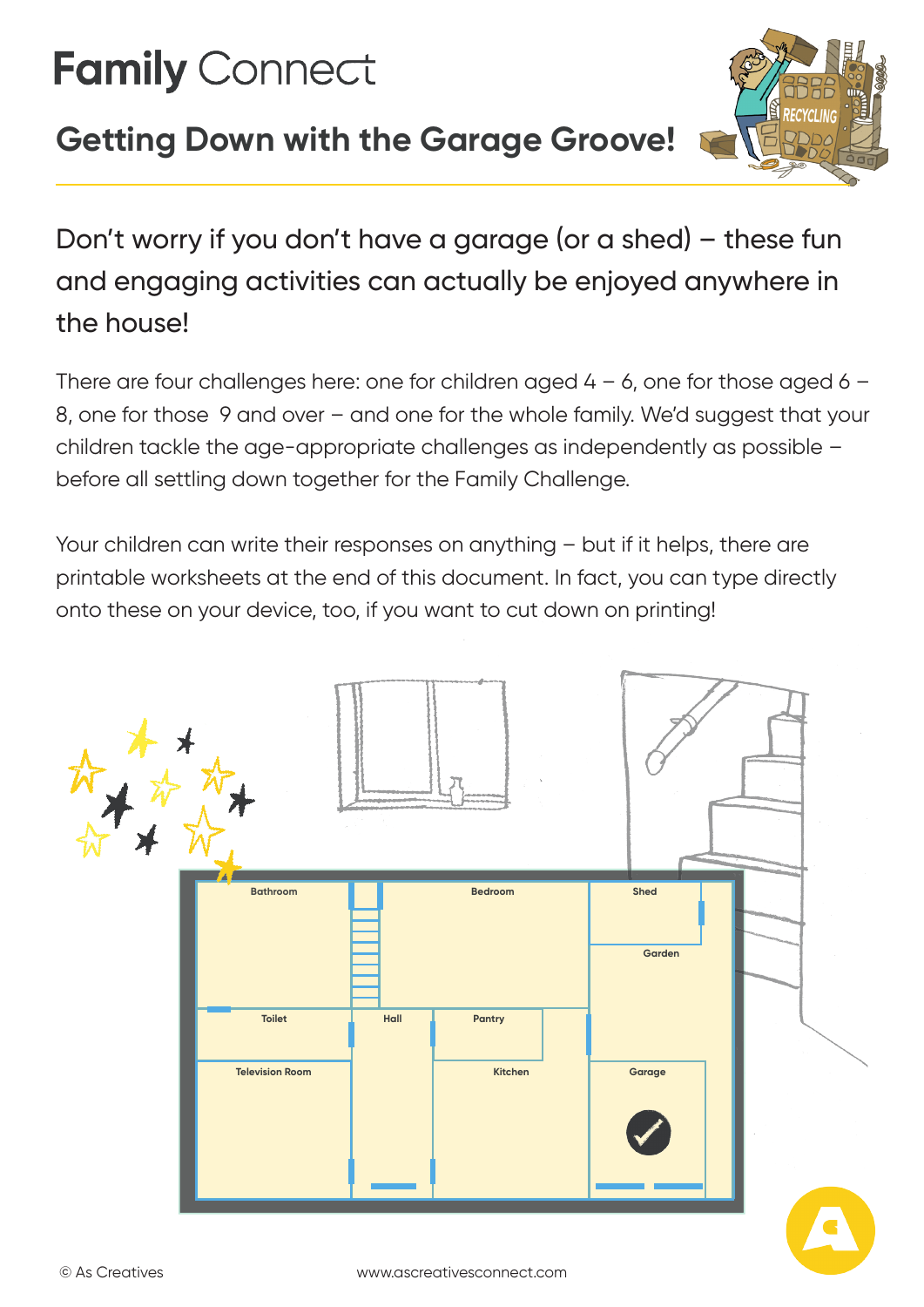# Family Connect

## Getting Down with the Garage Groove!

Don't worry if you don't have a garage (or a shed) – these fun and engaging activities can actually be enjoyed anywhere in the house!

There are four challenges here: one for children aged 4 – 6, one for those aged 6 – 8, one for those 9 and over – and one for the whole family. We'd suggest that your children tackle the age-appropriate challenges as independently as possible – before all settling down together for the Family Challenge.

Your children can write their responses on anything – but if it helps, there are printable worksheets at the end of this document. In fact, you can type directly onto these on your device, too, if you want to cut down on printing!

Bathroom | Bedroom | Shed | Garden | Toilet | Hall | Pantry | Television Room | Kitchen | Garage

© As Creatives

www.ascreativesconnect.com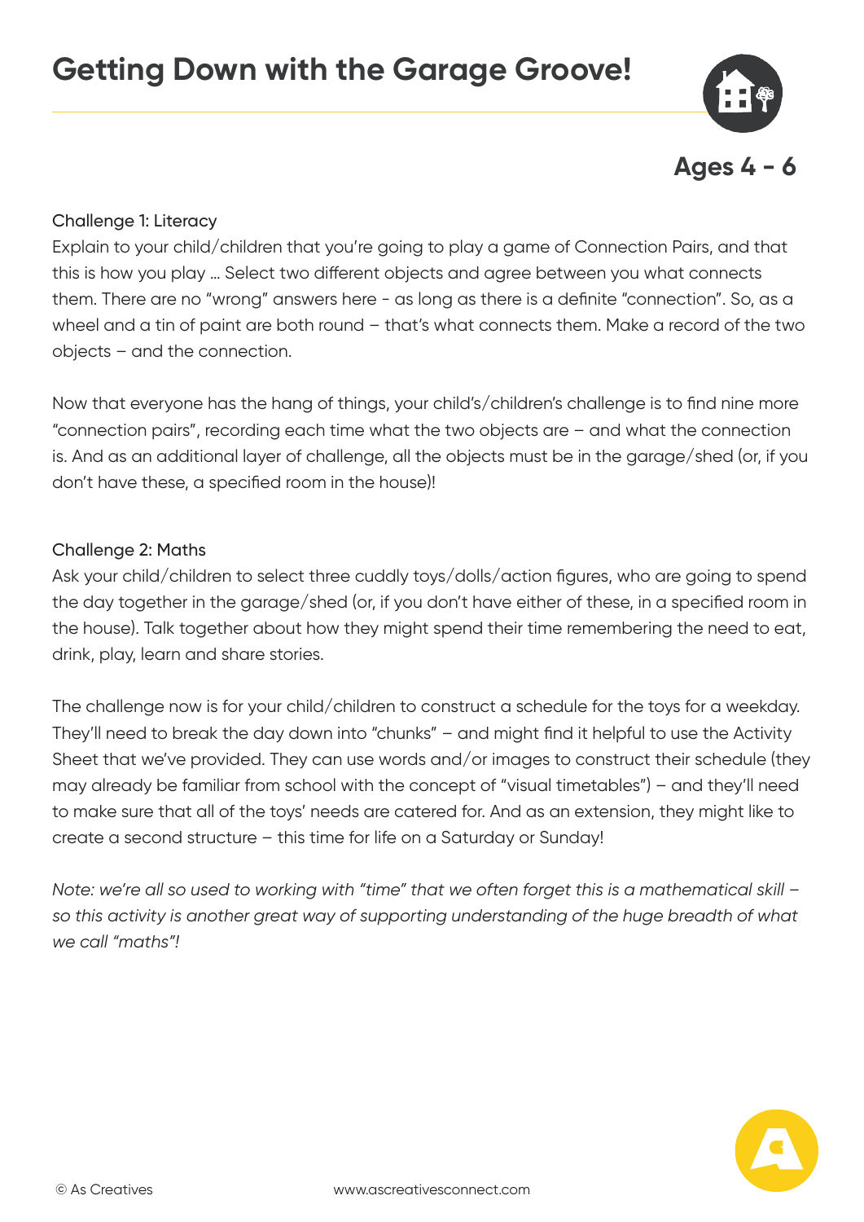# Getting Down with the Garage Groove!

**Ages 4 - 6**

Challenge 1: Literacy

Explain to your child/children that you're going to play a game of Connection Pairs, and that this is how you play … Select two different objects and agree between you what connects them. There are no "wrong" answers here - as long as there is a definite "connection". So, as a wheel and a tin of paint are both round – that's what connects them. Make a record of the two objects – and the connection.

Now that everyone has the hang of things, your child's/children's challenge is to find nine more "connection pairs", recording each time what the two objects are – and what the connection is. And as an additional layer of challenge, all the objects must be in the garage/shed (or, if you don't have these, a specified room in the house)!

Challenge 2: Maths

Ask your child/children to select three cuddly toys/dolls/action figures, who are going to spend the day together in the garage/shed (or, if you don't have either of these, in a specified room in the house). Talk together about how they might spend their time remembering the need to eat, drink, play, learn and share stories.

The challenge now is for your child/children to construct a schedule for the toys for a weekday. They'll need to break the day down into "chunks" – and might find it helpful to use the Activity Sheet that we've provided. They can use words and/or images to construct their schedule (they may already be familiar from school with the concept of "visual timetables") – and they'll need to make sure that all of the toys' needs are catered for. And as an extension, they might like to create a second structure – this time for life on a Saturday or Sunday!

*Note: we're all so used to working with "time" that we often forget this is a mathematical skill – so this activity is another great way of supporting understanding of the huge breadth of what we call "maths"!*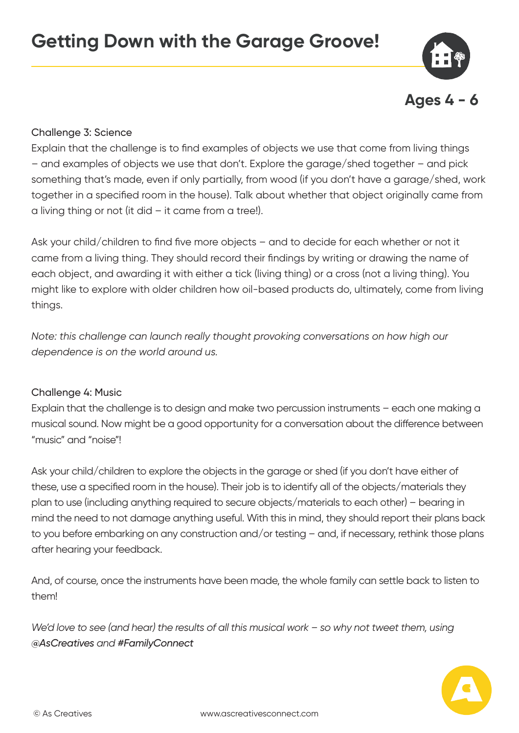# Getting Down with the Garage Groove!

**Ages 4 - 6**

Challenge 3: Science

Explain that the challenge is to find examples of objects we use that come from living things – and examples of objects we use that don't. Explore the garage/shed together – and pick something that's made, even if only partially, from wood (if you don't have a garage/shed, work together in a specified room in the house). Talk about whether that object originally came from a living thing or not (it did – it came from a tree!).

Ask your child/children to find five more objects – and to decide for each whether or not it came from a living thing. They should record their findings by writing or drawing the name of each object, and awarding it with either a tick (living thing) or a cross (not a living thing). You might like to explore with older children how oil-based products do, ultimately, come from living things.

*Note: this challenge can launch really thought provoking conversations on how high our dependence is on the world around us.*

Challenge 4: Music

Explain that the challenge is to design and make two percussion instruments – each one making a musical sound. Now might be a good opportunity for a conversation about the difference between "music" and "noise"!

Ask your child/children to explore the objects in the garage or shed (if you don't have either of these, use a specified room in the house). Their job is to identify all of the objects/materials they plan to use (including anything required to secure objects/materials to each other) – bearing in mind the need to not damage anything useful. With this in mind, they should report their plans back to you before embarking on any construction and/or testing – and, if necessary, rethink those plans after hearing your feedback.

And, of course, once the instruments have been made, the whole family can settle back to listen to them!

*We'd love to see (and hear) the results of all this musical work – so why not tweet them, using @AsCreatives and #FamilyConnect*

© As Creatives www.ascreativesconnect.com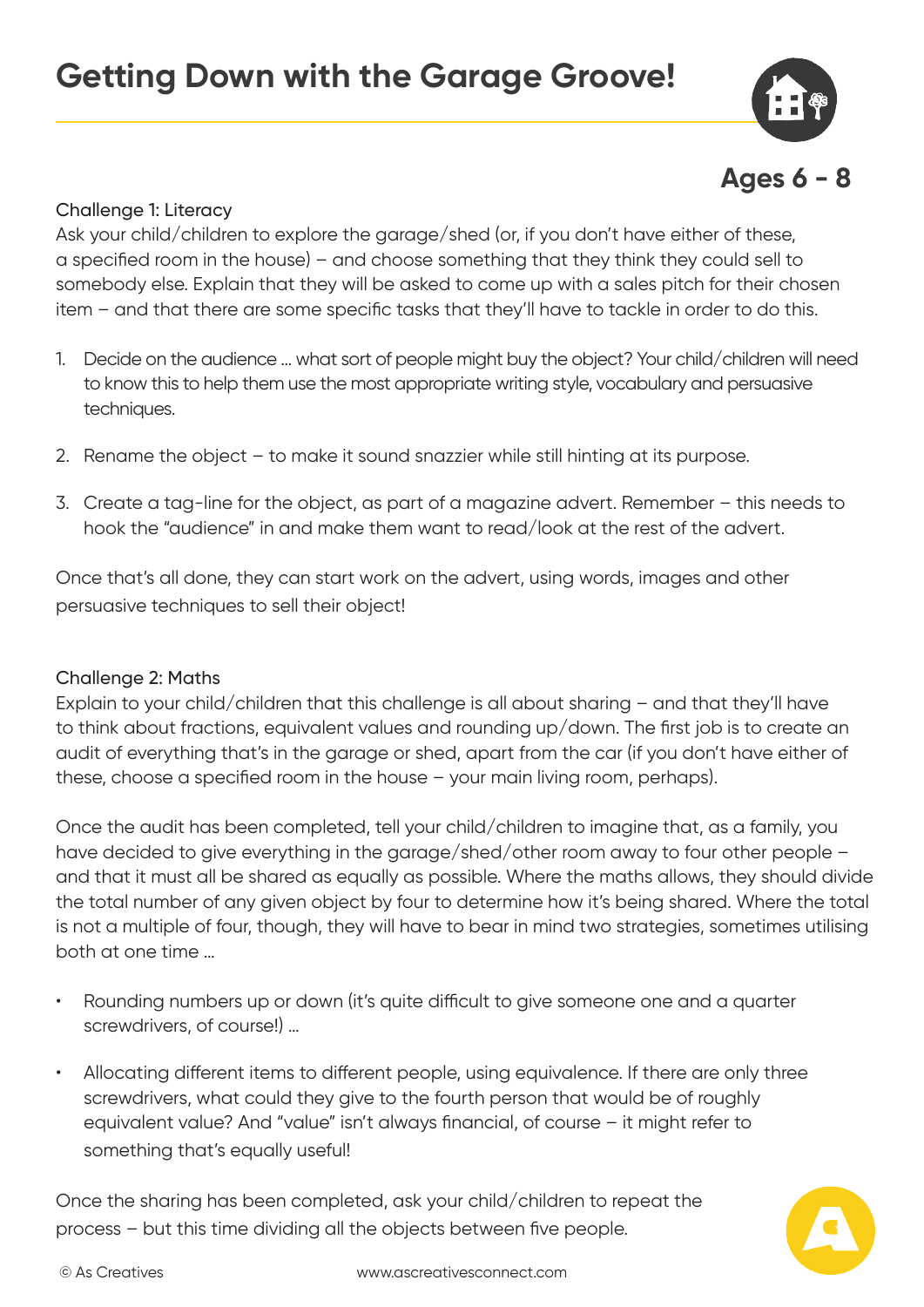# Getting Down with the Garage Groove!

**Ages 6 - 8**

Challenge 1: Literacy

Ask your child/children to explore the garage/shed (or, if you don't have either of these, a specified room in the house) – and choose something that they think they could sell to somebody else. Explain that they will be asked to come up with a sales pitch for their chosen item – and that there are some specific tasks that they'll have to tackle in order to do this.

1. Decide on the audience … what sort of people might buy the object? Your child/children will need to know this to help them use the most appropriate writing style, vocabulary and persuasive techniques.

2. Rename the object – to make it sound snazzier while still hinting at its purpose.

3. Create a tag-line for the object, as part of a magazine advert. Remember – this needs to hook the "audience" in and make them want to read/look at the rest of the advert.

Once that's all done, they can start work on the advert, using words, images and other persuasive techniques to sell their object!

Challenge 2: Maths

Explain to your child/children that this challenge is all about sharing – and that they'll have to think about fractions, equivalent values and rounding up/down. The first job is to create an audit of everything that's in the garage or shed, apart from the car (if you don't have either of these, choose a specified room in the house – your main living room, perhaps).

Once the audit has been completed, tell your child/children to imagine that, as a family, you have decided to give everything in the garage/shed/other room away to four other people – and that it must all be shared as equally as possible. Where the maths allows, they should divide the total number of any given object by four to determine how it's being shared. Where the total is not a multiple of four, though, they will have to bear in mind two strategies, sometimes utilising both at one time …

- Rounding numbers up or down (it's quite difficult to give someone one and a quarter screwdrivers, of course!) …

- Allocating different items to different people, using equivalence. If there are only three screwdrivers, what could they give to the fourth person that would be of roughly equivalent value? And "value" isn't always financial, of course – it might refer to something that's equally useful!

Once the sharing has been completed, ask your child/children to repeat the process – but this time dividing all the objects between five people.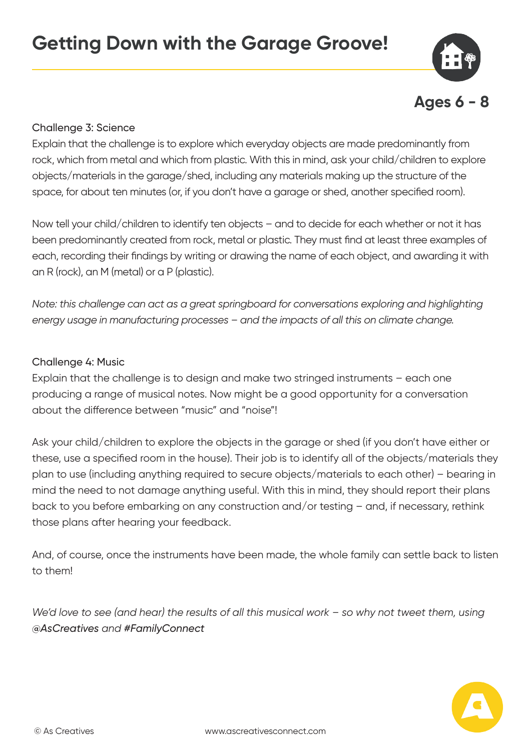# Getting Down with the Garage Groove!

**Ages 6 - 8**

Challenge 3: Science

Explain that the challenge is to explore which everyday objects are made predominantly from rock, which from metal and which from plastic. With this in mind, ask your child/children to explore objects/materials in the garage/shed, including any materials making up the structure of the space, for about ten minutes (or, if you don't have a garage or shed, another specified room).

Now tell your child/children to identify ten objects – and to decide for each whether or not it has been predominantly created from rock, metal or plastic. They must find at least three examples of each, recording their findings by writing or drawing the name of each object, and awarding it with an R (rock), an M (metal) or a P (plastic).

*Note: this challenge can act as a great springboard for conversations exploring and highlighting energy usage in manufacturing processes – and the impacts of all this on climate change.*

Challenge 4: Music

Explain that the challenge is to design and make two stringed instruments – each one producing a range of musical notes. Now might be a good opportunity for a conversation about the difference between "music" and "noise"!

Ask your child/children to explore the objects in the garage or shed (if you don't have either or these, use a specified room in the house). Their job is to identify all of the objects/materials they plan to use (including anything required to secure objects/materials to each other) – bearing in mind the need to not damage anything useful. With this in mind, they should report their plans back to you before embarking on any construction and/or testing – and, if necessary, rethink those plans after hearing your feedback.

And, of course, once the instruments have been made, the whole family can settle back to listen to them!

*We'd love to see (and hear) the results of all this musical work – so why not tweet them, using @AsCreatives and #FamilyConnect*

© As Creatives www.ascreativesconnect.com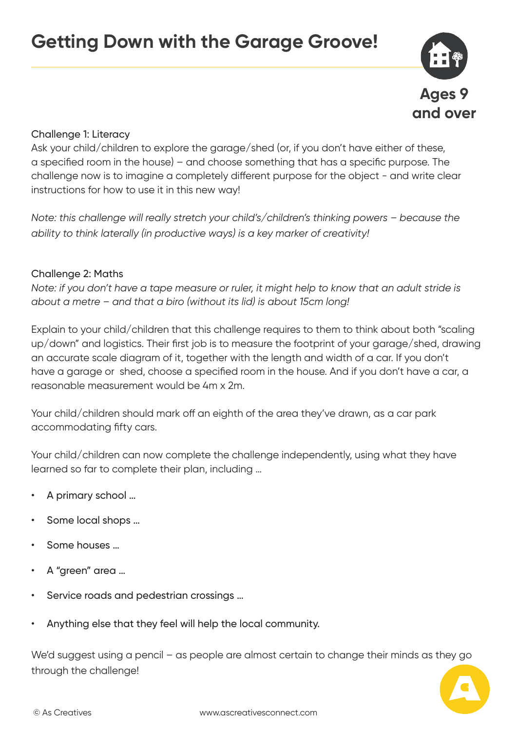# Getting Down with the Garage Groove!

Ages 9 and over

Challenge 1: Literacy

Ask your child/children to explore the garage/shed (or, if you don't have either of these, a specified room in the house) – and choose something that has a specific purpose. The challenge now is to imagine a completely different purpose for the object - and write clear instructions for how to use it in this new way!

*Note: this challenge will really stretch your child's/children's thinking powers – because the ability to think laterally (in productive ways) is a key marker of creativity!*

Challenge 2: Maths

*Note: if you don't have a tape measure or ruler, it might help to know that an adult stride is about a metre – and that a biro (without its lid) is about 15cm long!*

Explain to your child/children that this challenge requires to them to think about both "scaling up/down" and logistics. Their first job is to measure the footprint of your garage/shed, drawing an accurate scale diagram of it, together with the length and width of a car. If you don't have a garage or shed, choose a specified room in the house. And if you don't have a car, a reasonable measurement would be 4m x 2m.

Your child/children should mark off an eighth of the area they've drawn, as a car park accommodating fifty cars.

Your child/children can now complete the challenge independently, using what they have learned so far to complete their plan, including …

- A primary school …
- Some local shops …
- Some houses …
- A "green" area …
- Service roads and pedestrian crossings …
- Anything else that they feel will help the local community.

We'd suggest using a pencil – as people are almost certain to change their minds as they go through the challenge!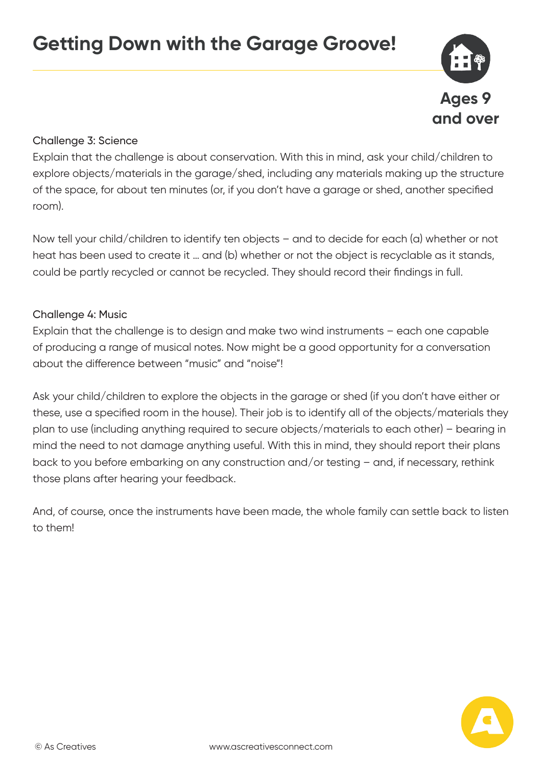# Getting Down with the Garage Groove!

**Ages 9 and over**

Challenge 3: Science

Explain that the challenge is about conservation. With this in mind, ask your child/children to explore objects/materials in the garage/shed, including any materials making up the structure of the space, for about ten minutes (or, if you don't have a garage or shed, another specified room).

Now tell your child/children to identify ten objects – and to decide for each (a) whether or not heat has been used to create it … and (b) whether or not the object is recyclable as it stands, could be partly recycled or cannot be recycled. They should record their findings in full.

Challenge 4: Music

Explain that the challenge is to design and make two wind instruments – each one capable of producing a range of musical notes. Now might be a good opportunity for a conversation about the difference between "music" and "noise"!

Ask your child/children to explore the objects in the garage or shed (if you don't have either or these, use a specified room in the house). Their job is to identify all of the objects/materials they plan to use (including anything required to secure objects/materials to each other) – bearing in mind the need to not damage anything useful. With this in mind, they should report their plans back to you before embarking on any construction and/or testing – and, if necessary, rethink those plans after hearing your feedback.

And, of course, once the instruments have been made, the whole family can settle back to listen to them!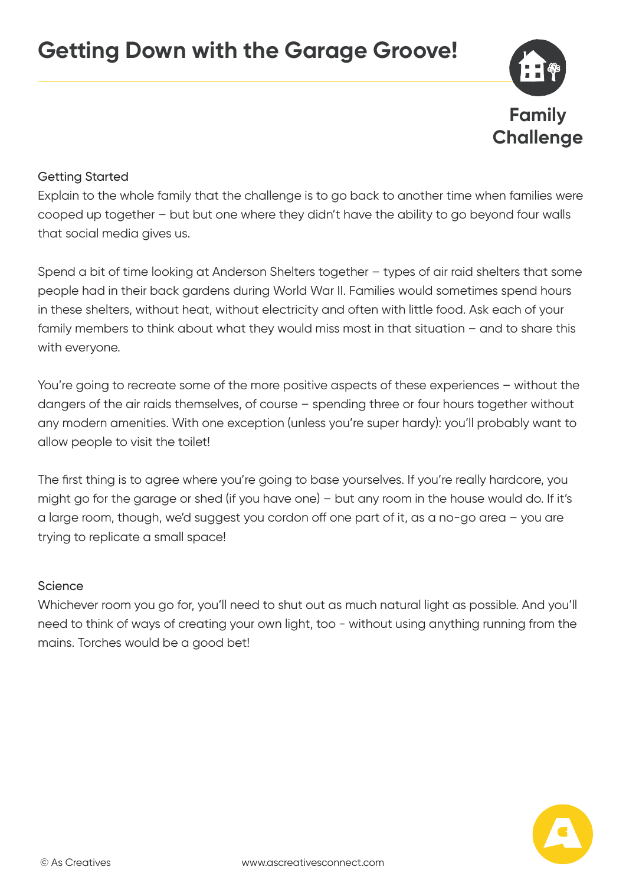# Getting Down with the Garage Groove!

**Family Challenge**

## Getting Started

Explain to the whole family that the challenge is to go back to another time when families were cooped up together – but but one where they didn't have the ability to go beyond four walls that social media gives us.

Spend a bit of time looking at Anderson Shelters together – types of air raid shelters that some people had in their back gardens during World War II. Families would sometimes spend hours in these shelters, without heat, without electricity and often with little food. Ask each of your family members to think about what they would miss most in that situation – and to share this with everyone.

You're going to recreate some of the more positive aspects of these experiences – without the dangers of the air raids themselves, of course – spending three or four hours together without any modern amenities. With one exception (unless you're super hardy): you'll probably want to allow people to visit the toilet!

The first thing is to agree where you're going to base yourselves. If you're really hardcore, you might go for the garage or shed (if you have one) – but any room in the house would do. If it's a large room, though, we'd suggest you cordon off one part of it, as a no-go area – you are trying to replicate a small space!

## Science

Whichever room you go for, you'll need to shut out as much natural light as possible. And you'll need to think of ways of creating your own light, too - without using anything running from the mains. Torches would be a good bet!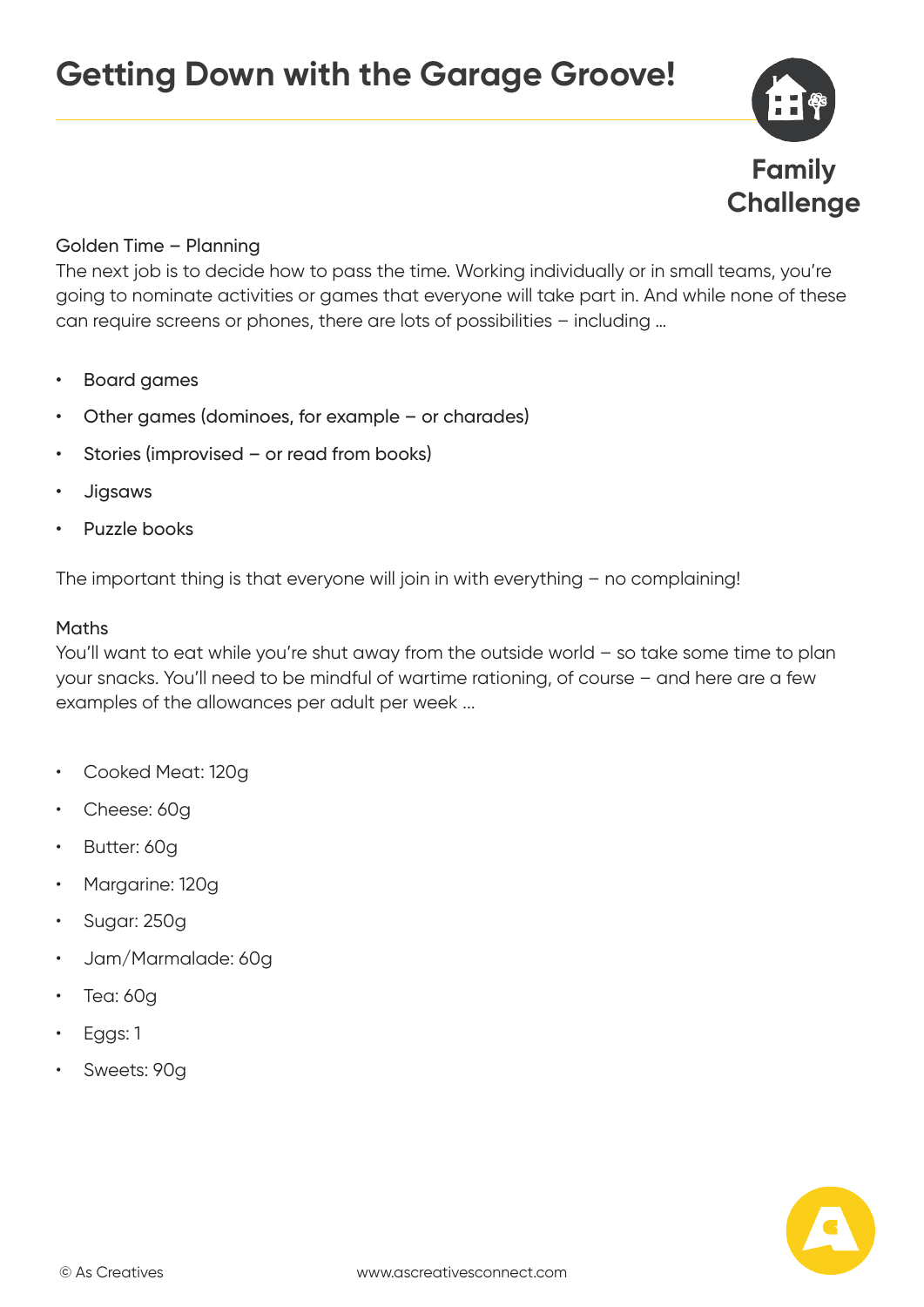# Getting Down with the Garage Groove!

Family Challenge

Golden Time – Planning

The next job is to decide how to pass the time. Working individually or in small teams, you're going to nominate activities or games that everyone will take part in. And while none of these can require screens or phones, there are lots of possibilities – including …

- Board games
- Other games (dominoes, for example – or charades)
- Stories (improvised – or read from books)
- Jigsaws
- Puzzle books

The important thing is that everyone will join in with everything – no complaining!

Maths

You'll want to eat while you're shut away from the outside world – so take some time to plan your snacks. You'll need to be mindful of wartime rationing, of course – and here are a few examples of the allowances per adult per week …

- Cooked Meat: 120g
- Cheese: 60g
- Butter: 60g
- Margarine: 120g
- Sugar: 250g
- Jam/Marmalade: 60g
- Tea: 60g
- Eggs: 1
- Sweets: 90g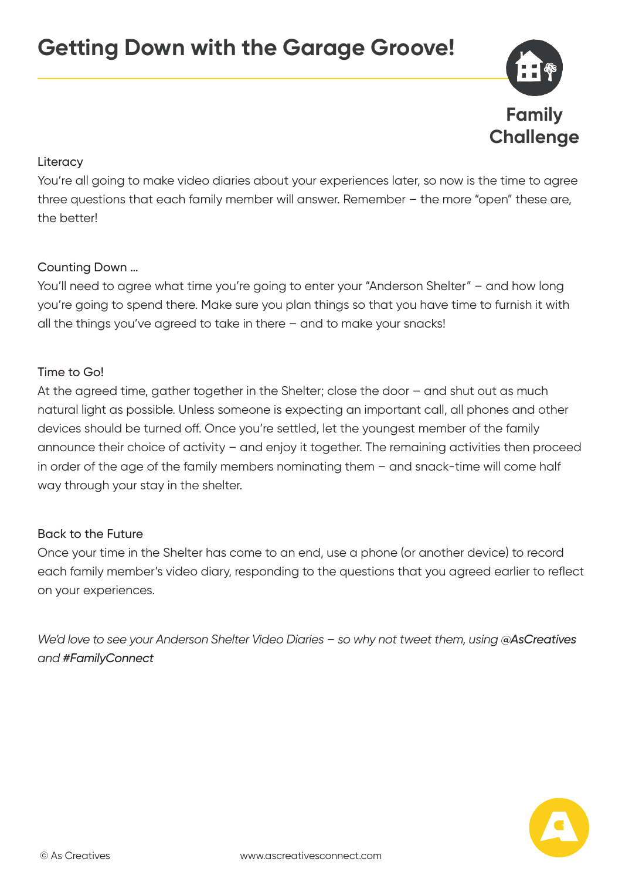# Getting Down with the Garage Groove!

**Family Challenge**

Literacy

You're all going to make video diaries about your experiences later, so now is the time to agree three questions that each family member will answer. Remember – the more "open" these are, the better!

Counting Down …

You'll need to agree what time you're going to enter your "Anderson Shelter" – and how long you're going to spend there. Make sure you plan things so that you have time to furnish it with all the things you've agreed to take in there – and to make your snacks!

Time to Go!

At the agreed time, gather together in the Shelter; close the door – and shut out as much natural light as possible. Unless someone is expecting an important call, all phones and other devices should be turned off. Once you're settled, let the youngest member of the family announce their choice of activity – and enjoy it together. The remaining activities then proceed in order of the age of the family members nominating them – and snack-time will come half way through your stay in the shelter.

Back to the Future

Once your time in the Shelter has come to an end, use a phone (or another device) to record each family member's video diary, responding to the questions that you agreed earlier to reflect on your experiences.

*We'd love to see your Anderson Shelter Video Diaries – so why not tweet them, using **@AsCreatives** and **#FamilyConnect***